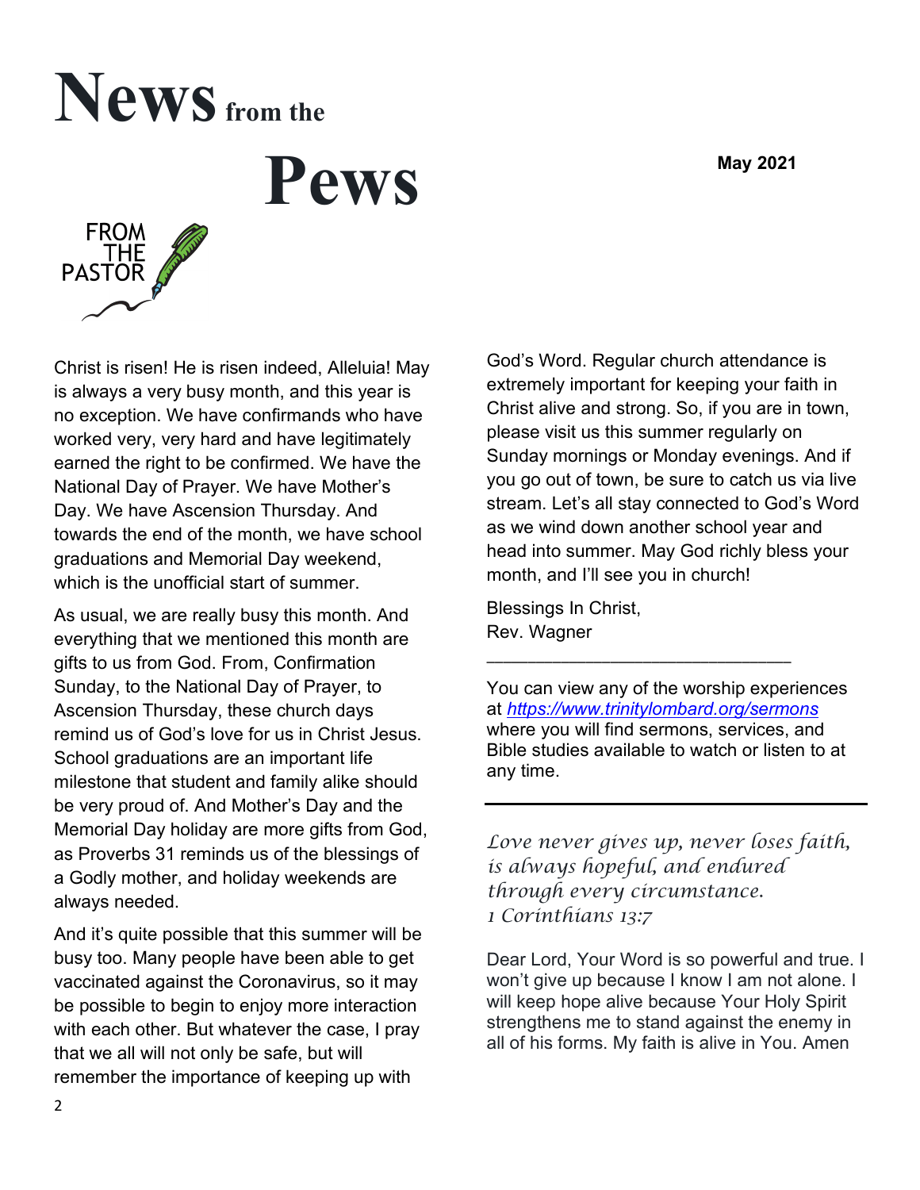# News from the Pews

**May 2021**

## FROM THE PASTOR

Christ is risen! He is risen indeed, Alleluia! May is always a very busy month, and this year is no exception. We have confirmands who have worked very, very hard and have legitimately earned the right to be confirmed. We have the National Day of Prayer. We have Mother's Day. We have Ascension Thursday. And towards the end of the month, we have school graduations and Memorial Day weekend, which is the unofficial start of summer.

As usual, we are really busy this month. And everything that we mentioned this month are gifts to us from God. From, Confirmation Sunday, to the National Day of Prayer, to Ascension Thursday, these church days remind us of God's love for us in Christ Jesus. School graduations are an important life milestone that student and family alike should be very proud of. And Mother's Day and the Memorial Day holiday are more gifts from God, as Proverbs 31 reminds us of the blessings of a Godly mother, and holiday weekends are always needed.

And it's quite possible that this summer will be busy too. Many people have been able to get vaccinated against the Coronavirus, so it may be possible to begin to enjoy more interaction with each other. But whatever the case, I pray that we all will not only be safe, but will remember the importance of keeping up with God's Word. Regular church attendance is extremely important for keeping your faith in Christ alive and strong. So, if you are in town, please visit us this summer regularly on Sunday mornings or Monday evenings. And if you go out of town, be sure to catch us via live stream. Let's all stay connected to God's Word as we wind down another school year and head into summer. May God richly bless your month, and I'll see you in church!

Blessings In Christ,
Rev. Wagner

---

You can view any of the worship experiences at *https://www.trinitylombard.org/sermons* where you will find sermons, services, and Bible studies available to watch or listen to at any time.

---

*Love never gives up, never loses faith, is always hopeful, and endured through every circumstance.*
*1 Corinthians 13:7*

Dear Lord, Your Word is so powerful and true. I won't give up because I know I am not alone. I will keep hope alive because Your Holy Spirit strengthens me to stand against the enemy in all of his forms. My faith is alive in You. Amen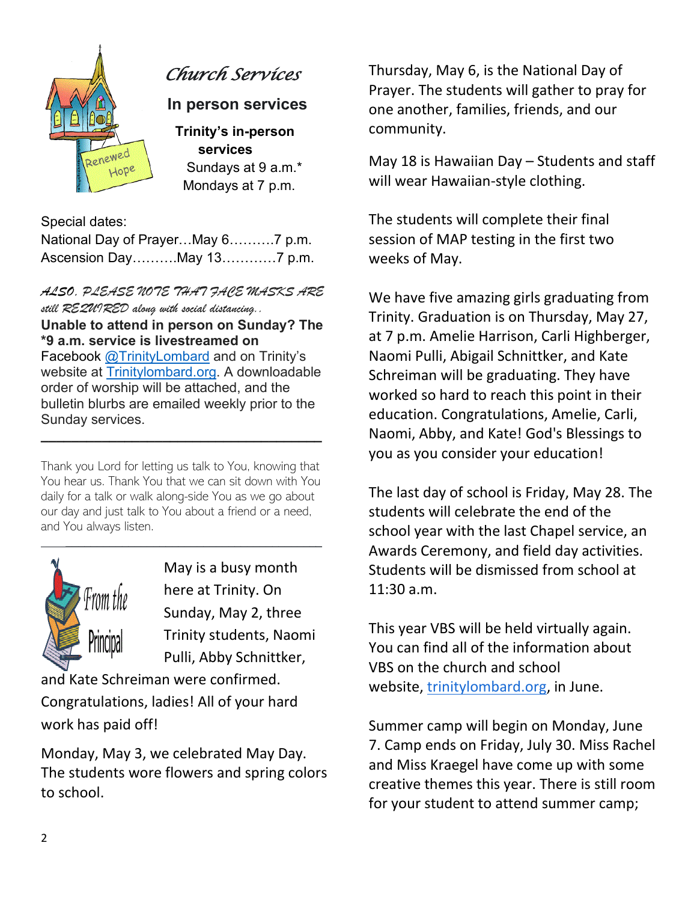## Church Services

### In person services

**Trinity's in-person services**
Sundays at 9 a.m.*
Mondays at 7 p.m.

Special dates:
National Day of Prayer…May 6……….7 p.m.
Ascension Day……….May 13…………7 p.m.

*ALSO, PLEASE NOTE THAT FACE MASKS ARE still REQUIRED along with social distancing..*

**Unable to attend in person on Sunday? The *9 a.m. service is livestreamed on** Facebook @TrinityLombard and on Trinity's website at Trinitylombard.org. A downloadable order of worship will be attached, and the bulletin blurbs are emailed weekly prior to the Sunday services.

---

Thank you Lord for letting us talk to You, knowing that You hear us. Thank You that we can sit down with You daily for a talk or walk along-side You as we go about our day and just talk to You about a friend or a need, and You always listen.

---

### From the Principal

May is a busy month here at Trinity. On Sunday, May 2, three Trinity students, Naomi Pulli, Abby Schnittker, and Kate Schreiman were confirmed. Congratulations, ladies! All of your hard work has paid off!

Monday, May 3, we celebrated May Day. The students wore flowers and spring colors to school.

Thursday, May 6, is the National Day of Prayer. The students will gather to pray for one another, families, friends, and our community.

May 18 is Hawaiian Day – Students and staff will wear Hawaiian-style clothing.

The students will complete their final session of MAP testing in the first two weeks of May.

We have five amazing girls graduating from Trinity. Graduation is on Thursday, May 27, at 7 p.m. Amelie Harrison, Carli Highberger, Naomi Pulli, Abigail Schnittker, and Kate Schreiman will be graduating. They have worked so hard to reach this point in their education. Congratulations, Amelie, Carli, Naomi, Abby, and Kate! God's Blessings to you as you consider your education!

The last day of school is Friday, May 28. The students will celebrate the end of the school year with the last Chapel service, an Awards Ceremony, and field day activities. Students will be dismissed from school at 11:30 a.m.

This year VBS will be held virtually again. You can find all of the information about VBS on the church and school website, trinitylombard.org, in June.

Summer camp will begin on Monday, June 7. Camp ends on Friday, July 30. Miss Rachel and Miss Kraegel have come up with some creative themes this year. There is still room for your student to attend summer camp;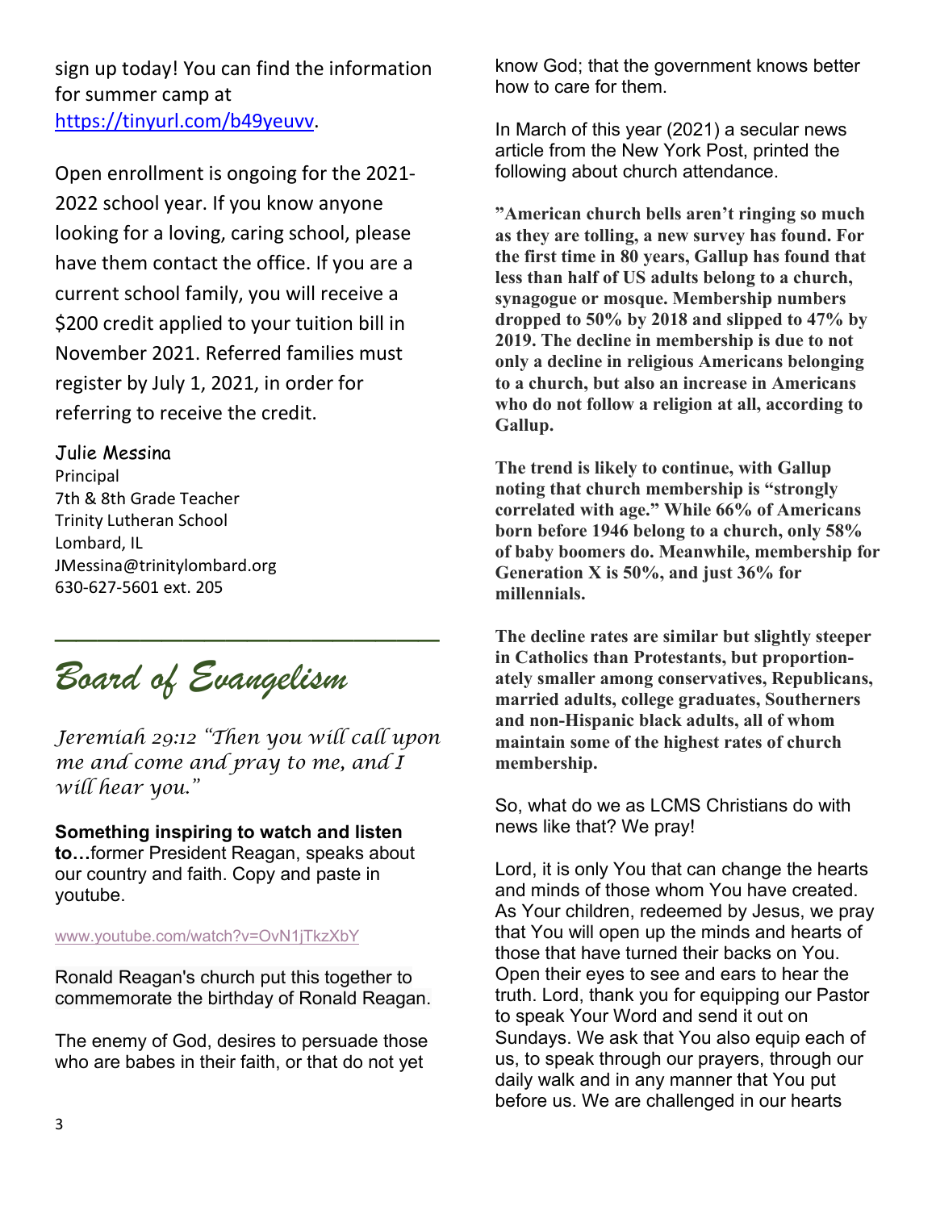sign up today! You can find the information for summer camp at [https://tinyurl.com/b49yeuvv](https://tinyurl.com/b49yeuvv).

Open enrollment is ongoing for the 2021-2022 school year. If you know anyone looking for a loving, caring school, please have them contact the office. If you are a current school family, you will receive a $200 credit applied to your tuition bill in November 2021. Referred families must register by July 1, 2021, in order for referring to receive the credit.

Julie Messina
Principal
7th & 8th Grade Teacher
Trinity Lutheran School
Lombard, IL
JMessina@trinitylombard.org
630-627-5601 ext. 205

---

# *Board of Evangelism*

*Jeremiah 29:12 "Then you will call upon me and come and pray to me, and I will hear you."*

**Something inspiring to watch and listen to…**former President Reagan, speaks about our country and faith. Copy and paste in youtube.

www.youtube.com/watch?v=OvN1jTkzXbY

Ronald Reagan's church put this together to commemorate the birthday of Ronald Reagan.

The enemy of God, desires to persuade those who are babes in their faith, or that do not yet know God; that the government knows better how to care for them.

In March of this year (2021) a secular news article from the New York Post, printed the following about church attendance.

**"American church bells aren't ringing so much as they are tolling, a new survey has found. For the first time in 80 years, Gallup has found that less than half of US adults belong to a church, synagogue or mosque. Membership numbers dropped to 50% by 2018 and slipped to 47% by 2019. The decline in membership is due to not only a decline in religious Americans belonging to a church, but also an increase in Americans who do not follow a religion at all, according to Gallup.**

**The trend is likely to continue, with Gallup noting that church membership is "strongly correlated with age." While 66% of Americans born before 1946 belong to a church, only 58% of baby boomers do. Meanwhile, membership for Generation X is 50%, and just 36% for millennials.**

**The decline rates are similar but slightly steeper in Catholics than Protestants, but proportionately smaller among conservatives, Republicans, married adults, college graduates, Southerners and non-Hispanic black adults, all of whom maintain some of the highest rates of church membership.**

So, what do we as LCMS Christians do with news like that? We pray!

Lord, it is only You that can change the hearts and minds of those whom You have created. As Your children, redeemed by Jesus, we pray that You will open up the minds and hearts of those that have turned their backs on You. Open their eyes to see and ears to hear the truth. Lord, thank you for equipping our Pastor to speak Your Word and send it out on Sundays. We ask that You also equip each of us, to speak through our prayers, through our daily walk and in any manner that You put before us. We are challenged in our hearts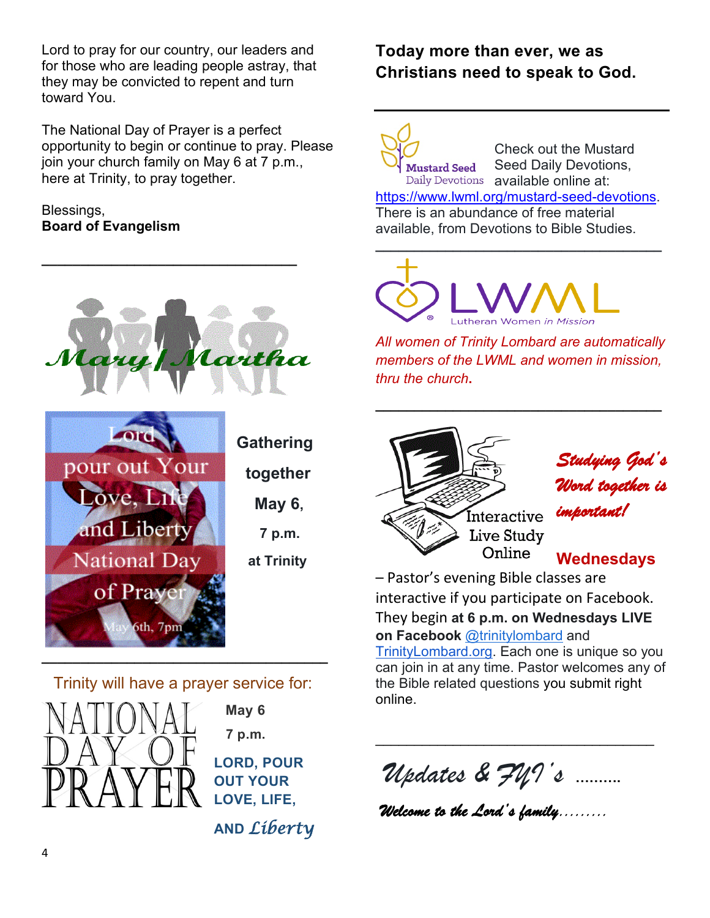Lord to pray for our country, our leaders and for those who are leading people astray, that they may be convicted to repent and turn toward You.

The National Day of Prayer is a perfect opportunity to begin or continue to pray. Please join your church family on May 6 at 7 p.m., here at Trinity, to pray together.

Blessings,
**Board of Evangelism**

---

## Mary / Martha

Lord pour out Your Love, Life and Liberty
National Day of Prayer
May 6th, 7pm

**Gathering together May 6, 7 p.m. at Trinity**

---

Trinity will have a prayer service for:

NATIONAL DAY OF PRAYER

**May 6**

**7 p.m.**

**LORD, POUR OUT YOUR LOVE, LIFE, AND *Liberty***

**Today more than ever, we as Christians need to speak to God.**

---

Mustard Seed Daily Devotions

Check out the Mustard Seed Daily Devotions, available online at: https://www.lwml.org/mustard-seed-devotions. There is an abundance of free material available, from Devotions to Bible Studies.

---

LWML
Lutheran Women *in Mission*

*All women of Trinity Lombard are automatically members of the LWML and women in mission, thru the church.*

---

Interactive Live Study Online

***Studying God's Word together is important!***

**Wednesdays** – Pastor's evening Bible classes are interactive if you participate on Facebook. They begin **at 6 p.m. on Wednesdays LIVE on Facebook** @trinitylombard and TrinityLombard.org. Each one is unique so you can join in at any time. Pastor welcomes any of the Bible related questions you submit right online.

---

*Updates & FYI's ..........*

***Welcome to the Lord's family.........***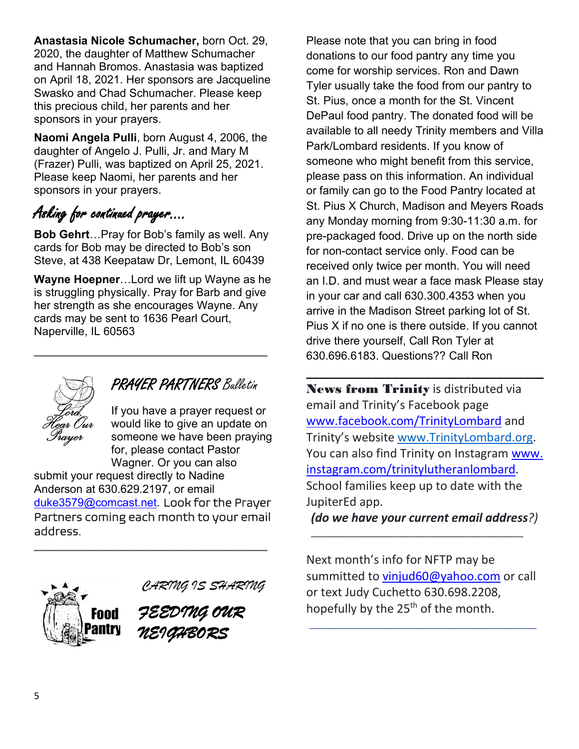**Anastasia Nicole Schumacher,** born Oct. 29, 2020, the daughter of Matthew Schumacher and Hannah Bromos. Anastasia was baptized on April 18, 2021. Her sponsors are Jacqueline Swasko and Chad Schumacher. Please keep this precious child, her parents and her sponsors in your prayers.

**Naomi Angela Pulli**, born August 4, 2006, the daughter of Angelo J. Pulli, Jr. and Mary M (Frazer) Pulli, was baptized on April 25, 2021. Please keep Naomi, her parents and her sponsors in your prayers.

## *Asking for continued prayer....*

**Bob Gehrt**…Pray for Bob's family as well. Any cards for Bob may be directed to Bob's son Steve, at 438 Keepataw Dr, Lemont, IL 60439

**Wayne Hoepner**…Lord we lift up Wayne as he is struggling physically. Pray for Barb and give her strength as she encourages Wayne. Any cards may be sent to 1636 Pearl Court, Naperville, IL 60563

---

Lord, Hear Our Prayer

## PRAYER PARTNERS *Bulletin*

If you have a prayer request or would like to give an update on someone we have been praying for, please contact Pastor Wagner. Or you can also submit your request directly to Nadine Anderson at 630.629.2197, or email duke3579@comcast.net. Look for the Prayer Partners coming each month to your email address.

---

Food Pantry

## *CARING IS SHARING*

## *FEEDING OUR NEIGHBORS*

Please note that you can bring in food donations to our food pantry any time you come for worship services. Ron and Dawn Tyler usually take the food from our pantry to St. Pius, once a month for the St. Vincent DePaul food pantry. The donated food will be available to all needy Trinity members and Villa Park/Lombard residents. If you know of someone who might benefit from this service, please pass on this information. An individual or family can go to the Food Pantry located at St. Pius X Church, Madison and Meyers Roads any Monday morning from 9:30-11:30 a.m. for pre-packaged food. Drive up on the north side for non-contact service only. Food can be received only twice per month. You will need an I.D. and must wear a face mask Please stay in your car and call 630.300.4353 when you arrive in the Madison Street parking lot of St. Pius X if no one is there outside. If you cannot drive there yourself, Call Ron Tyler at 630.696.6183. Questions?? Call Ron

---

**News from Trinity** is distributed via email and Trinity's Facebook page www.facebook.com/TrinityLombard and Trinity's website www.TrinityLombard.org. You can also find Trinity on Instagram www.instagram.com/trinitylutheranlombard. School families keep up to date with the JupiterEd app.

***(do we have your current email address?)***

---

Next month's info for NFTP may be summitted to vinjud60@yahoo.com or call or text Judy Cuchetto 630.698.2208, hopefully by the 25th of the month.